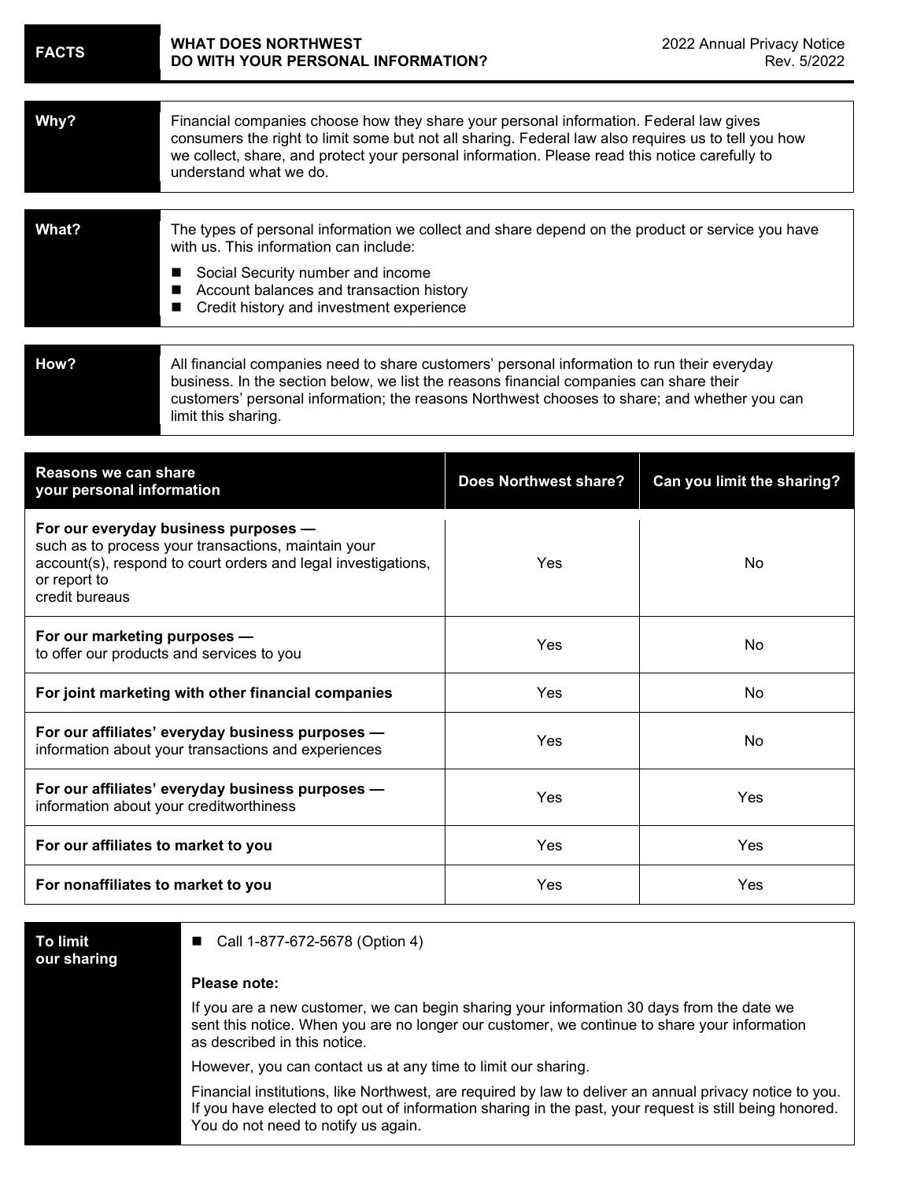| FACTS | WHAT DOES NORTHWEST DO WITH YOUR PERSONAL INFORMATION? |
|---|---|

2022 Annual Privacy Notice
Rev. 5/2022

| | |
|---|---|
| **Why?** | Financial companies choose how they share your personal information. Federal law gives consumers the right to limit some but not all sharing. Federal law also requires us to tell you how we collect, share, and protect your personal information. Please read this notice carefully to understand what we do. |
| **What?** | The types of personal information we collect and share depend on the product or service you have with us. This information can include:<br>■ Social Security number and income<br>■ Account balances and transaction history<br>■ Credit history and investment experience |
| **How?** | All financial companies need to share customers' personal information to run their everyday business. In the section below, we list the reasons financial companies can share their customers' personal information; the reasons Northwest chooses to share; and whether you can limit this sharing. |

| Reasons we can share your personal information | Does Northwest share? | Can you limit the sharing? |
|---|---|---|
| **For our everyday business purposes —** such as to process your transactions, maintain your account(s), respond to court orders and legal investigations, or report to credit bureaus | Yes | No |
| **For our marketing purposes —** to offer our products and services to you | Yes | No |
| **For joint marketing with other financial companies** | Yes | No |
| **For our affiliates' everyday business purposes —** information about your transactions and experiences | Yes | No |
| **For our affiliates' everyday business purposes —** information about your creditworthiness | Yes | Yes |
| **For our affiliates to market to you** | Yes | Yes |
| **For nonaffiliates to market to you** | Yes | Yes |

| | |
|---|---|
| **To limit our sharing** | ■ Call 1-877-672-5678 (Option 4)<br><br>**Please note:**<br><br>If you are a new customer, we can begin sharing your information 30 days from the date we sent this notice. When you are no longer our customer, we continue to share your information as described in this notice.<br><br>However, you can contact us at any time to limit our sharing.<br><br>Financial institutions, like Northwest, are required by law to deliver an annual privacy notice to you. If you have elected to opt out of information sharing in the past, your request is still being honored. You do not need to notify us again. |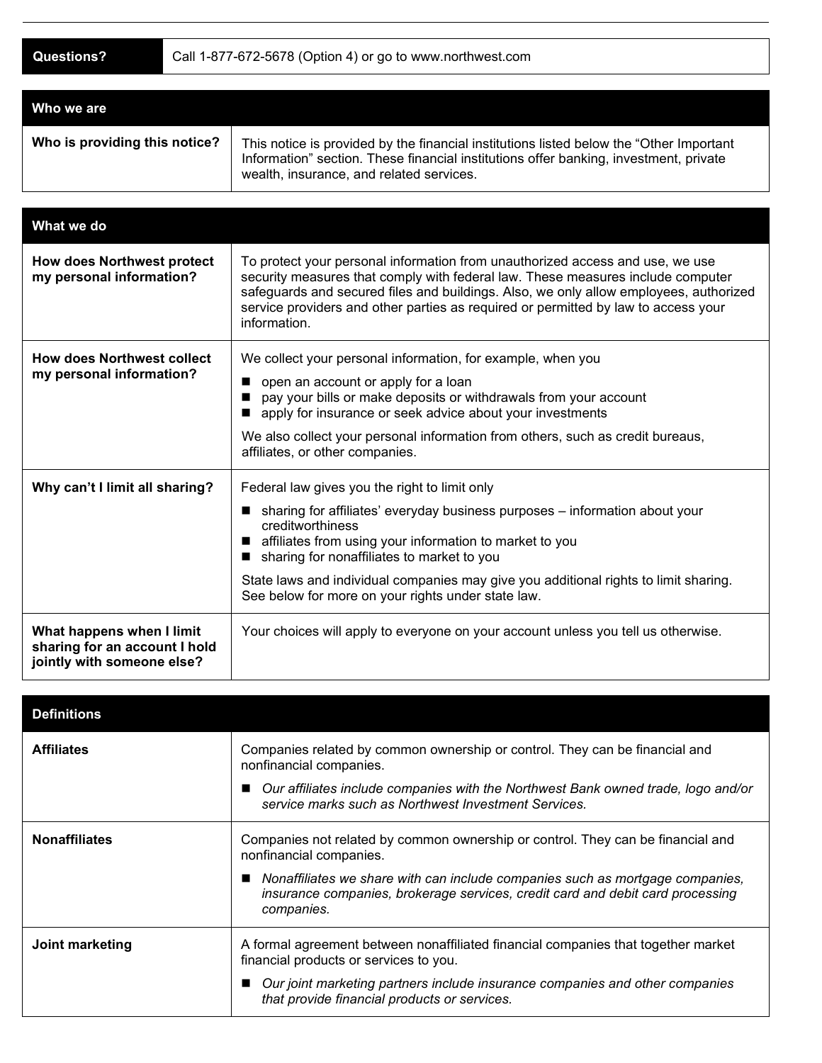| **Questions?** | Call 1-877-672-5678 (Option 4) or go to www.northwest.com |
|---|---|

| **Who we are** | |
|---|---|
| **Who is providing this notice?** | This notice is provided by the financial institutions listed below the "Other Important Information" section. These financial institutions offer banking, investment, private wealth, insurance, and related services. |

| **What we do** | |
|---|---|
| **How does Northwest protect my personal information?** | To protect your personal information from unauthorized access and use, we use security measures that comply with federal law. These measures include computer safeguards and secured files and buildings. Also, we only allow employees, authorized service providers and other parties as required or permitted by law to access your information. |
| **How does Northwest collect my personal information?** | We collect your personal information, for example, when you<br>■ open an account or apply for a loan<br>■ pay your bills or make deposits or withdrawals from your account<br>■ apply for insurance or seek advice about your investments<br>We also collect your personal information from others, such as credit bureaus, affiliates, or other companies. |
| **Why can't I limit all sharing?** | Federal law gives you the right to limit only<br>■ sharing for affiliates' everyday business purposes – information about your creditworthiness<br>■ affiliates from using your information to market to you<br>■ sharing for nonaffiliates to market to you<br>State laws and individual companies may give you additional rights to limit sharing. See below for more on your rights under state law. |
| **What happens when I limit sharing for an account I hold jointly with someone else?** | Your choices will apply to everyone on your account unless you tell us otherwise. |

| **Definitions** | |
|---|---|
| **Affiliates** | Companies related by common ownership or control. They can be financial and nonfinancial companies.<br>■ *Our affiliates include companies with the Northwest Bank owned trade, logo and/or service marks such as Northwest Investment Services.* |
| **Nonaffiliates** | Companies not related by common ownership or control. They can be financial and nonfinancial companies.<br>■ *Nonaffiliates we share with can include companies such as mortgage companies, insurance companies, brokerage services, credit card and debit card processing companies.* |
| **Joint marketing** | A formal agreement between nonaffiliated financial companies that together market financial products or services to you.<br>■ *Our joint marketing partners include insurance companies and other companies that provide financial products or services.* |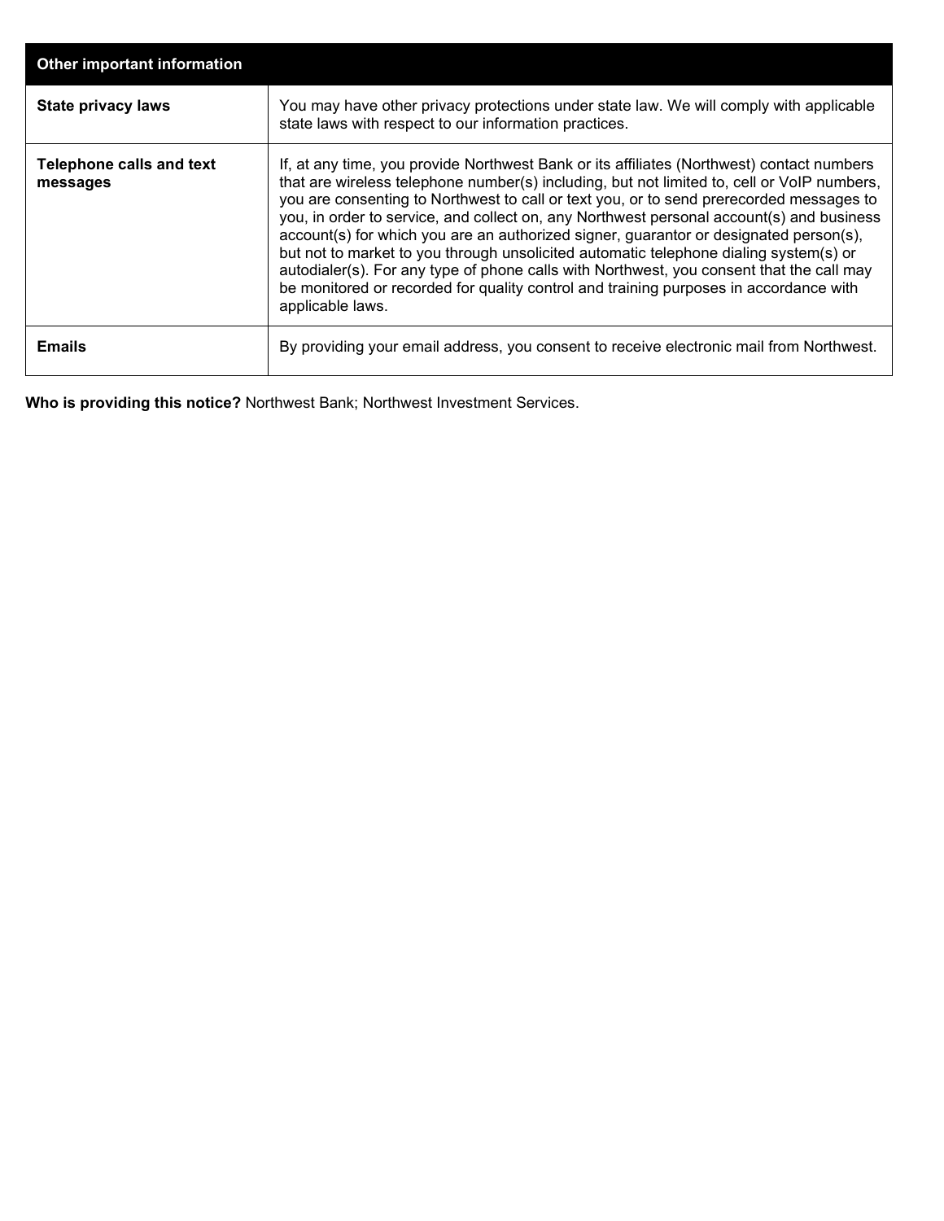| Other important information | |
|---|---|
| **State privacy laws** | You may have other privacy protections under state law. We will comply with applicable state laws with respect to our information practices. |
| **Telephone calls and text messages** | If, at any time, you provide Northwest Bank or its affiliates (Northwest) contact numbers that are wireless telephone number(s) including, but not limited to, cell or VoIP numbers, you are consenting to Northwest to call or text you, or to send prerecorded messages to you, in order to service, and collect on, any Northwest personal account(s) and business account(s) for which you are an authorized signer, guarantor or designated person(s), but not to market to you through unsolicited automatic telephone dialing system(s) or autodialer(s). For any type of phone calls with Northwest, you consent that the call may be monitored or recorded for quality control and training purposes in accordance with applicable laws. |
| **Emails** | By providing your email address, you consent to receive electronic mail from Northwest. |

**Who is providing this notice?** Northwest Bank; Northwest Investment Services.